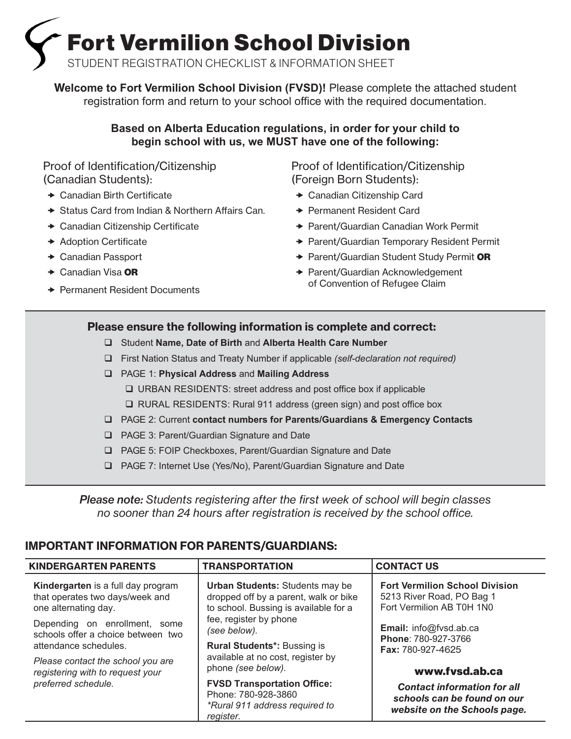# Fort Vermilion School Division

STUDENT REGISTRATION CHECKLIST & INFORMATION SHEET

**Welcome to Fort Vermilion School Division (FVSD)!** Please complete the attached student registration form and return to your school office with the required documentation.

**Based on Alberta Education regulations, in order for your child to begin school with us, we MUST have one of the following:**

Proof of Identification/Citizenship (Canadian Students):

- Canadian Birth Certificate
- Status Card from Indian & Northern Affairs Can.
- Canadian Citizenship Certificate
- Adoption Certificate
- Canadian Passport
- Canadian Visa **OR**
- Permanent Resident Documents

Proof of Identification/Citizenship (Foreign Born Students):

- Canadian Citizenship Card
- Permanent Resident Card
- Parent/Guardian Canadian Work Permit
- Parent/Guardian Temporary Resident Permit
- Parent/Guardian Student Study Permit **OR**
- Parent/Guardian Acknowledgement of Convention of Refugee Claim

### Please ensure the following information is complete and correct:

- ❑ Student **Name, Date of Birth** and **Alberta Health Care Number**
- ❑ First Nation Status and Treaty Number if applicable *(self-declaration not required)*
- ❑ PAGE 1: **Physical Address** and **Mailing Address**
  - ❑ URBAN RESIDENTS: street address and post office box if applicable
  - ❑ RURAL RESIDENTS: Rural 911 address (green sign) and post office box
- ❑ PAGE 2: Current **contact numbers for Parents/Guardians & Emergency Contacts**
- ❑ PAGE 3: Parent/Guardian Signature and Date
- ❑ PAGE 5: FOIP Checkboxes, Parent/Guardian Signature and Date
- ❑ PAGE 7: Internet Use (Yes/No), Parent/Guardian Signature and Date

***Please note:*** *Students registering after the first week of school will begin classes no sooner than 24 hours after registration is received by the school office.*

## IMPORTANT INFORMATION FOR PARENTS/GUARDIANS:

| KINDERGARTEN PARENTS | TRANSPORTATION | CONTACT US |
|---|---|---|
| **Kindergarten** is a full day program that operates two days/week and one alternating day.<br><br>Depending on enrollment, some schools offer a choice between two attendance schedules.<br><br>*Please contact the school you are registering with to request your preferred schedule.* | **Urban Students:** Students may be dropped off by a parent, walk or bike to school. Bussing is available for a fee, register by phone *(see below).*<br><br>**Rural Students\*:** Bussing is available at no cost, register by phone *(see below).*<br><br>**FVSD Transportation Office:** Phone: 780-928-3860 *\*Rural 911 address required to register.* | **Fort Vermilion School Division** 5213 River Road, PO Bag 1 Fort Vermilion AB T0H 1N0<br><br>**Email:** info@fvsd.ab.ca **Phone**: 780-927-3766 **Fax:** 780-927-4625<br><br>**www.fvsd.ab.ca**<br><br>***Contact information for all schools can be found on our website on the Schools page.*** |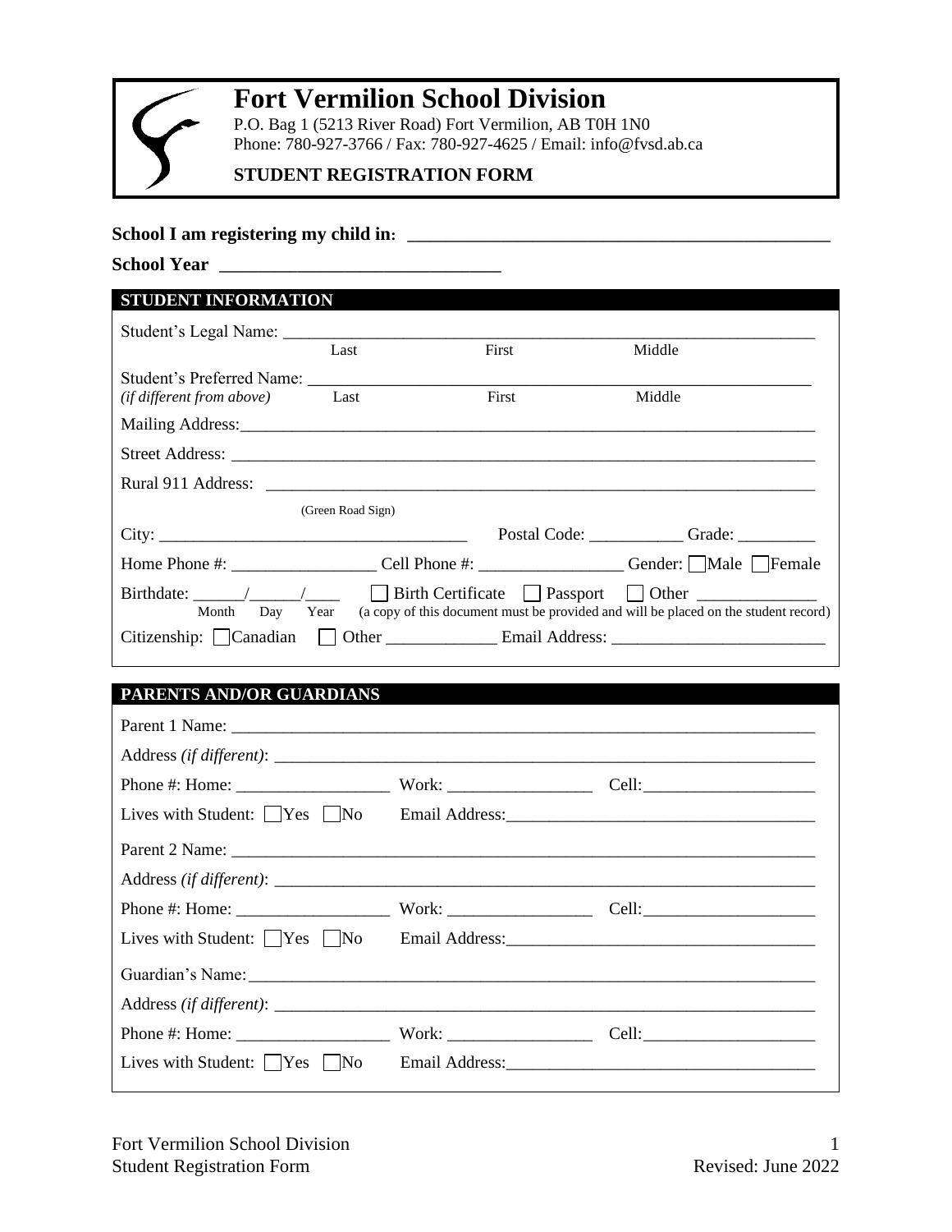# Fort Vermilion School Division

P.O. Bag 1 (5213 River Road) Fort Vermilion, AB T0H 1N0
Phone: 780-927-3766 / Fax: 780-927-4625 / Email: info@fvsd.ab.ca

**STUDENT REGISTRATION FORM**

**School I am registering my child in:** ______________________________________________

**School Year** ______________________________

## STUDENT INFORMATION

Student's Legal Name: ____________________________________________________________
Last First Middle

Student's Preferred Name: _________________________________________________________
*(if different from above)* Last First Middle

Mailing Address: _________________________________________________________________

Street Address: __________________________________________________________________

Rural 911 Address: _______________________________________________________________
(Green Road Sign)

City: __________________________________ Postal Code: __________ Grade: _________

Home Phone #: ________________ Cell Phone #: ________________ Gender: ☐ Male ☐ Female

Birthdate: ______/______/____ ☐ Birth Certificate ☐ Passport ☐ Other _____________
Month Day Year (a copy of this document must be provided and will be placed on the student record)

Citizenship: ☐ Canadian ☐ Other _____________ Email Address: ________________________

## PARENTS AND/OR GUARDIANS

Parent 1 Name: ___________________________________________________________________

Address *(if different)*: ______________________________________________________________

Phone #: Home: _________________ Work: ________________ Cell: ___________________

Lives with Student: ☐ Yes ☐ No Email Address: ___________________________________

Parent 2 Name: ___________________________________________________________________

Address *(if different)*: ______________________________________________________________

Phone #: Home: _________________ Work: ________________ Cell: ___________________

Lives with Student: ☐ Yes ☐ No Email Address: ___________________________________

Guardian's Name: _________________________________________________________________

Address *(if different)*: ______________________________________________________________

Phone #: Home: _________________ Work: ________________ Cell: ___________________

Lives with Student: ☐ Yes ☐ No Email Address: ___________________________________

Fort Vermilion School Division
Student Registration Form
Revised: June 2022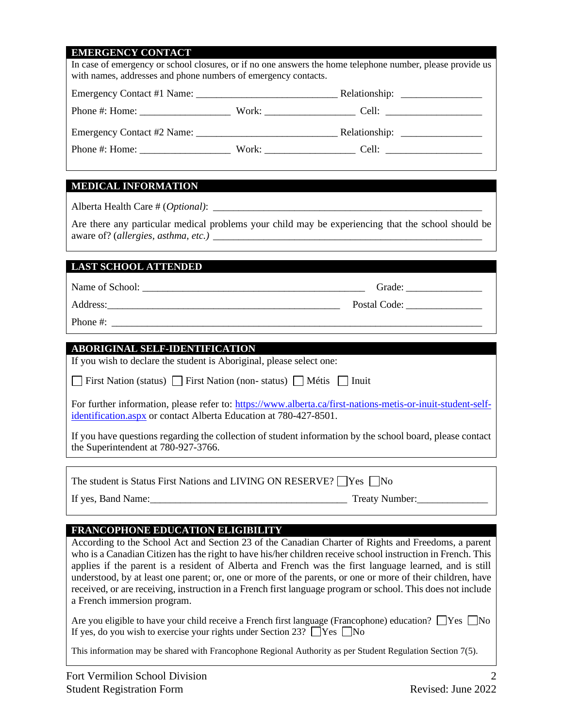## EMERGENCY CONTACT

In case of emergency or school closures, or if no one answers the home telephone number, please provide us with names, addresses and phone numbers of emergency contacts.

Emergency Contact #1 Name: ___________________________ Relationship: _______________

Phone #: Home: _________________ Work: _________________ Cell: ___________________

Emergency Contact #2 Name: ___________________________ Relationship: _______________

Phone #: Home: _________________ Work: _________________ Cell: ___________________

## MEDICAL INFORMATION

Alberta Health Care # (*Optional*): ____________________________________________________

Are there any particular medical problems your child may be experiencing that the school should be aware of? (*allergies, asthma, etc.)* ____________________________________________________

## LAST SCHOOL ATTENDED

Name of School: ____________________________________________ Grade: _______________

Address:_______________________________________________ Postal Code: _______________

Phone #: _________________________________________________________________________

## ABORIGINAL SELF-IDENTIFICATION

If you wish to declare the student is Aboriginal, please select one:

☐ First Nation (status) ☐ First Nation (non- status) ☐ Métis ☐ Inuit

For further information, please refer to: https://www.alberta.ca/first-nations-metis-or-inuit-student-self-identification.aspx or contact Alberta Education at 780-427-8501.

If you have questions regarding the collection of student information by the school board, please contact the Superintendent at 780-927-3766.

The student is Status First Nations and LIVING ON RESERVE? ☐Yes ☐No

If yes, Band Name:_______________________________________ Treaty Number:______________

## FRANCOPHONE EDUCATION ELIGIBILITY

According to the School Act and Section 23 of the Canadian Charter of Rights and Freedoms, a parent who is a Canadian Citizen has the right to have his/her children receive school instruction in French. This applies if the parent is a resident of Alberta and French was the first language learned, and is still understood, by at least one parent; or, one or more of the parents, or one or more of their children, have received, or are receiving, instruction in a French first language program or school. This does not include a French immersion program.

Are you eligible to have your child receive a French first language (Francophone) education? ☐Yes ☐No
If yes, do you wish to exercise your rights under Section 23? ☐Yes ☐No

This information may be shared with Francophone Regional Authority as per Student Regulation Section 7(5).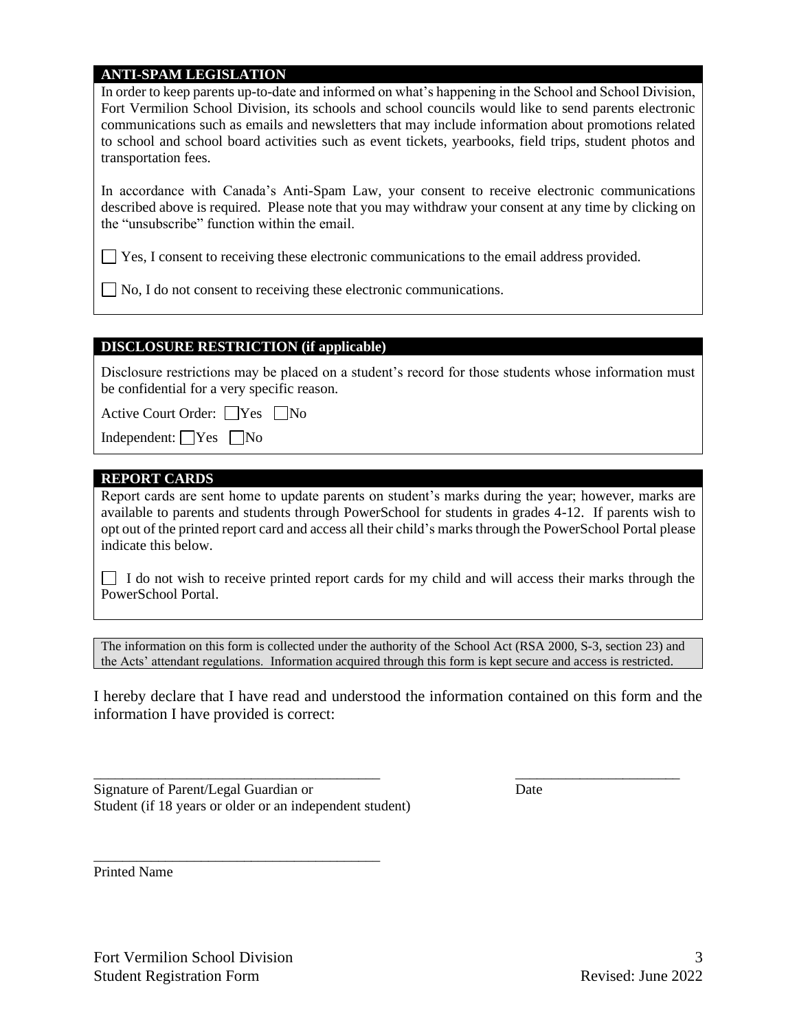## ANTI-SPAM LEGISLATION

In order to keep parents up-to-date and informed on what's happening in the School and School Division, Fort Vermilion School Division, its schools and school councils would like to send parents electronic communications such as emails and newsletters that may include information about promotions related to school and school board activities such as event tickets, yearbooks, field trips, student photos and transportation fees.

In accordance with Canada's Anti-Spam Law, your consent to receive electronic communications described above is required. Please note that you may withdraw your consent at any time by clicking on the "unsubscribe" function within the email.

☐ Yes, I consent to receiving these electronic communications to the email address provided.

☐ No, I do not consent to receiving these electronic communications.

## DISCLOSURE RESTRICTION (if applicable)

Disclosure restrictions may be placed on a student's record for those students whose information must be confidential for a very specific reason.

Active Court Order: ☐ Yes ☐ No

Independent: ☐ Yes ☐ No

## REPORT CARDS

Report cards are sent home to update parents on student's marks during the year; however, marks are available to parents and students through PowerSchool for students in grades 4-12. If parents wish to opt out of the printed report card and access all their child's marks through the PowerSchool Portal please indicate this below.

☐ I do not wish to receive printed report cards for my child and will access their marks through the PowerSchool Portal.

The information on this form is collected under the authority of the School Act (RSA 2000, S-3, section 23) and the Acts' attendant regulations. Information acquired through this form is kept secure and access is restricted.

I hereby declare that I have read and understood the information contained on this form and the information I have provided is correct:

\_\_\_\_\_\_\_\_\_\_\_\_\_\_\_\_\_\_\_\_\_\_\_\_\_\_\_\_\_\_\_\_\_\_\_\_\_\_\_\_ &nbsp;&nbsp;&nbsp;&nbsp; \_\_\_\_\_\_\_\_\_\_\_\_\_\_\_\_\_\_\_\_\_\_\_

Signature of Parent/Legal Guardian or Student (if 18 years or older or an independent student) &nbsp;&nbsp;&nbsp;&nbsp; Date

\_\_\_\_\_\_\_\_\_\_\_\_\_\_\_\_\_\_\_\_\_\_\_\_\_\_\_\_\_\_\_\_\_\_\_\_\_\_\_\_

Printed Name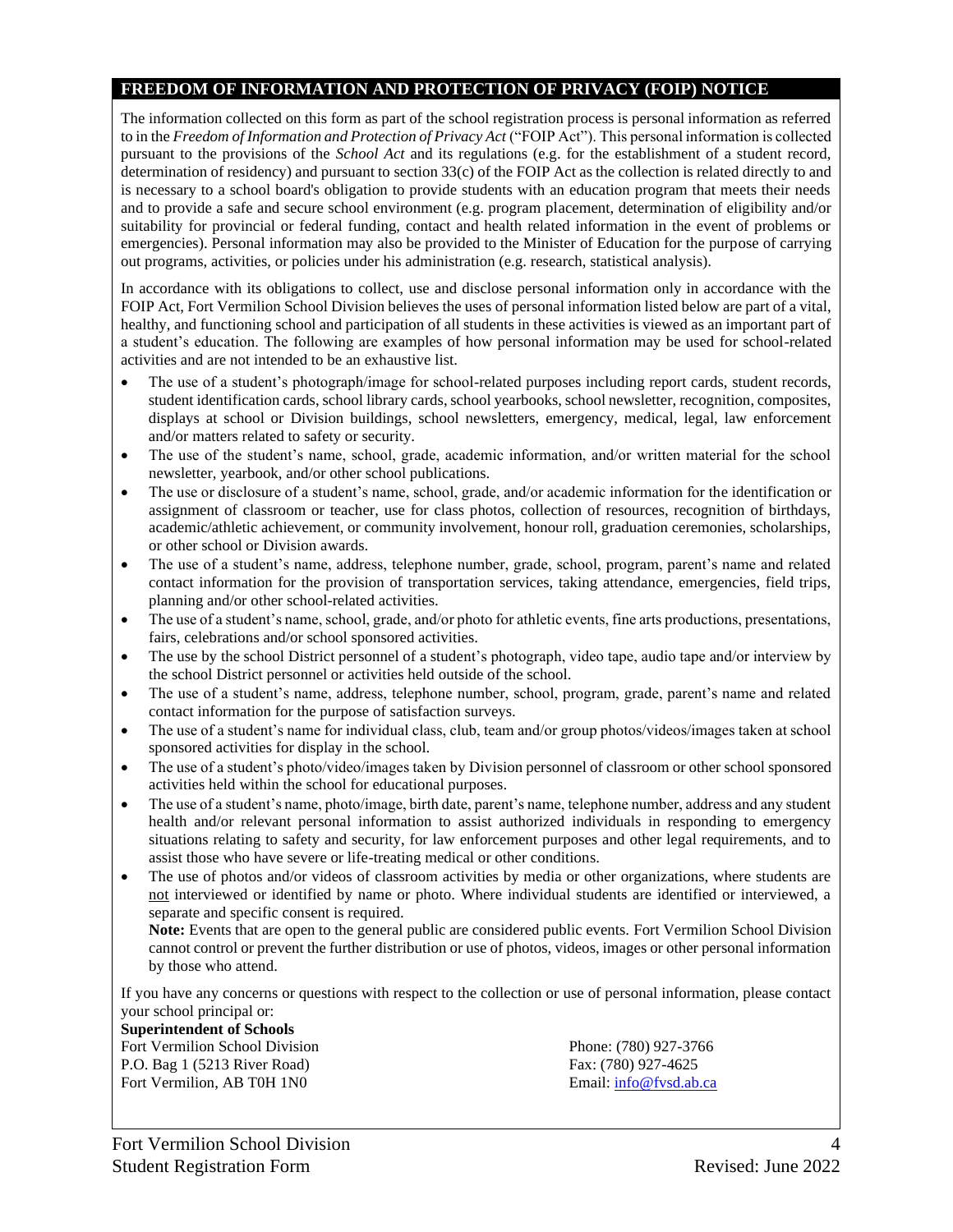## FREEDOM OF INFORMATION AND PROTECTION OF PRIVACY (FOIP) NOTICE

The information collected on this form as part of the school registration process is personal information as referred to in the *Freedom of Information and Protection of Privacy Act* ("FOIP Act"). This personal information is collected pursuant to the provisions of the *School Act* and its regulations (e.g. for the establishment of a student record, determination of residency) and pursuant to section 33(c) of the FOIP Act as the collection is related directly to and is necessary to a school board's obligation to provide students with an education program that meets their needs and to provide a safe and secure school environment (e.g. program placement, determination of eligibility and/or suitability for provincial or federal funding, contact and health related information in the event of problems or emergencies). Personal information may also be provided to the Minister of Education for the purpose of carrying out programs, activities, or policies under his administration (e.g. research, statistical analysis).

In accordance with its obligations to collect, use and disclose personal information only in accordance with the FOIP Act, Fort Vermilion School Division believes the uses of personal information listed below are part of a vital, healthy, and functioning school and participation of all students in these activities is viewed as an important part of a student's education. The following are examples of how personal information may be used for school-related activities and are not intended to be an exhaustive list.

- The use of a student's photograph/image for school-related purposes including report cards, student records, student identification cards, school library cards, school yearbooks, school newsletter, recognition, composites, displays at school or Division buildings, school newsletters, emergency, medical, legal, law enforcement and/or matters related to safety or security.
- The use of the student's name, school, grade, academic information, and/or written material for the school newsletter, yearbook, and/or other school publications.
- The use or disclosure of a student's name, school, grade, and/or academic information for the identification or assignment of classroom or teacher, use for class photos, collection of resources, recognition of birthdays, academic/athletic achievement, or community involvement, honour roll, graduation ceremonies, scholarships, or other school or Division awards.
- The use of a student's name, address, telephone number, grade, school, program, parent's name and related contact information for the provision of transportation services, taking attendance, emergencies, field trips, planning and/or other school-related activities.
- The use of a student's name, school, grade, and/or photo for athletic events, fine arts productions, presentations, fairs, celebrations and/or school sponsored activities.
- The use by the school District personnel of a student's photograph, video tape, audio tape and/or interview by the school District personnel or activities held outside of the school.
- The use of a student's name, address, telephone number, school, program, grade, parent's name and related contact information for the purpose of satisfaction surveys.
- The use of a student's name for individual class, club, team and/or group photos/videos/images taken at school sponsored activities for display in the school.
- The use of a student's photo/video/images taken by Division personnel of classroom or other school sponsored activities held within the school for educational purposes.
- The use of a student's name, photo/image, birth date, parent's name, telephone number, address and any student health and/or relevant personal information to assist authorized individuals in responding to emergency situations relating to safety and security, for law enforcement purposes and other legal requirements, and to assist those who have severe or life-treating medical or other conditions.
- The use of photos and/or videos of classroom activities by media or other organizations, where students are not interviewed or identified by name or photo. Where individual students are identified or interviewed, a separate and specific consent is required.

  **Note:** Events that are open to the general public are considered public events. Fort Vermilion School Division cannot control or prevent the further distribution or use of photos, videos, images or other personal information by those who attend.

If you have any concerns or questions with respect to the collection or use of personal information, please contact your school principal or:

**Superintendent of Schools**
Fort Vermilion School Division
P.O. Bag 1 (5213 River Road)
Fort Vermilion, AB T0H 1N0

Phone: (780) 927-3766
Fax: (780) 927-4625
Email: info@fvsd.ab.ca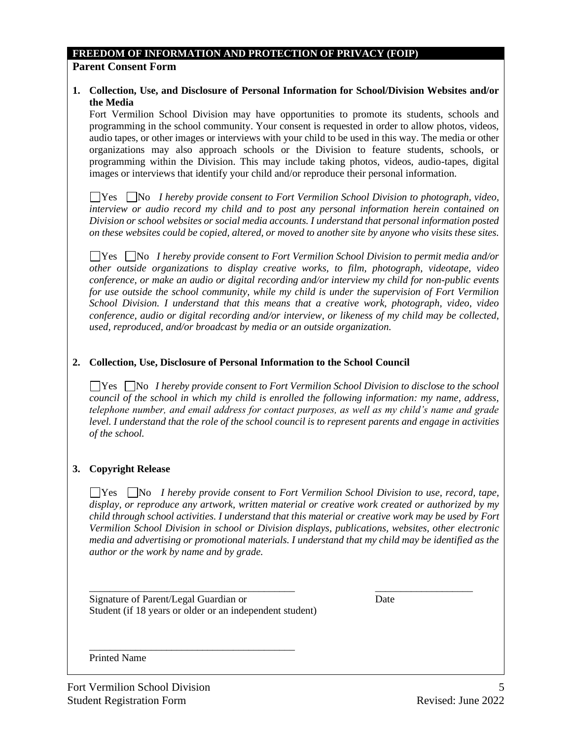## FREEDOM OF INFORMATION AND PROTECTION OF PRIVACY (FOIP)

**Parent Consent Form**

**1. Collection, Use, and Disclosure of Personal Information for School/Division Websites and/or the Media**

Fort Vermilion School Division may have opportunities to promote its students, schools and programming in the school community. Your consent is requested in order to allow photos, videos, audio tapes, or other images or interviews with your child to be used in this way. The media or other organizations may also approach schools or the Division to feature students, schools, or programming within the Division. This may include taking photos, videos, audio-tapes, digital images or interviews that identify your child and/or reproduce their personal information.

☐ Yes ☐ No *I hereby provide consent to Fort Vermilion School Division to photograph, video, interview or audio record my child and to post any personal information herein contained on Division or school websites or social media accounts. I understand that personal information posted on these websites could be copied, altered, or moved to another site by anyone who visits these sites.*

☐ Yes ☐ No *I hereby provide consent to Fort Vermilion School Division to permit media and/or other outside organizations to display creative works, to film, photograph, videotape, video conference, or make an audio or digital recording and/or interview my child for non-public events for use outside the school community, while my child is under the supervision of Fort Vermilion School Division. I understand that this means that a creative work, photograph, video, video conference, audio or digital recording and/or interview, or likeness of my child may be collected, used, reproduced, and/or broadcast by media or an outside organization.*

**2. Collection, Use, Disclosure of Personal Information to the School Council**

☐ Yes ☐ No *I hereby provide consent to Fort Vermilion School Division to disclose to the school council of the school in which my child is enrolled the following information: my name, address, telephone number, and email address for contact purposes, as well as my child's name and grade level. I understand that the role of the school council is to represent parents and engage in activities of the school.*

**3. Copyright Release**

☐ Yes ☐ No *I hereby provide consent to Fort Vermilion School Division to use, record, tape, display, or reproduce any artwork, written material or creative work created or authorized by my child through school activities. I understand that this material or creative work may be used by Fort Vermilion School Division in school or Division displays, publications, websites, other electronic media and advertising or promotional materials. I understand that my child may be identified as the author or the work by name and by grade.*

\_\_\_\_\_\_\_\_\_\_\_\_\_\_\_\_\_\_\_\_\_\_\_\_\_\_\_\_\_\_\_\_\_\_\_\_\_\_\_\_ \_\_\_\_\_\_\_\_\_\_\_\_\_\_\_\_\_\_\_\_

Signature of Parent/Legal Guardian or Student (if 18 years or older or an independent student) — Date

\_\_\_\_\_\_\_\_\_\_\_\_\_\_\_\_\_\_\_\_\_\_\_\_\_\_\_\_\_\_\_\_\_\_\_\_\_\_\_\_

Printed Name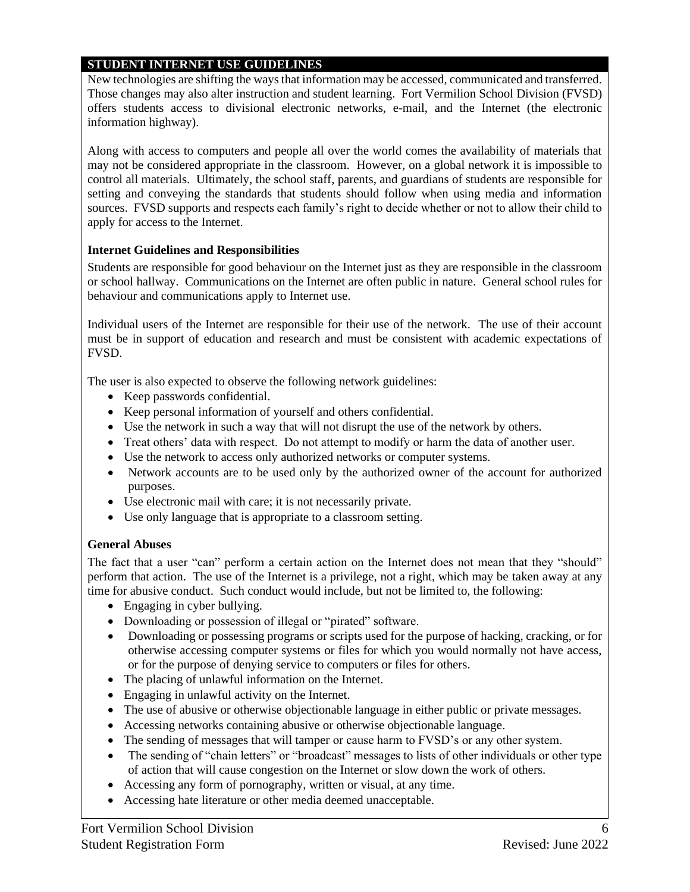## STUDENT INTERNET USE GUIDELINES

New technologies are shifting the ways that information may be accessed, communicated and transferred. Those changes may also alter instruction and student learning. Fort Vermilion School Division (FVSD) offers students access to divisional electronic networks, e-mail, and the Internet (the electronic information highway).

Along with access to computers and people all over the world comes the availability of materials that may not be considered appropriate in the classroom. However, on a global network it is impossible to control all materials. Ultimately, the school staff, parents, and guardians of students are responsible for setting and conveying the standards that students should follow when using media and information sources. FVSD supports and respects each family's right to decide whether or not to allow their child to apply for access to the Internet.

### Internet Guidelines and Responsibilities

Students are responsible for good behaviour on the Internet just as they are responsible in the classroom or school hallway. Communications on the Internet are often public in nature. General school rules for behaviour and communications apply to Internet use.

Individual users of the Internet are responsible for their use of the network. The use of their account must be in support of education and research and must be consistent with academic expectations of FVSD.

The user is also expected to observe the following network guidelines:

- Keep passwords confidential.
- Keep personal information of yourself and others confidential.
- Use the network in such a way that will not disrupt the use of the network by others.
- Treat others' data with respect. Do not attempt to modify or harm the data of another user.
- Use the network to access only authorized networks or computer systems.
- Network accounts are to be used only by the authorized owner of the account for authorized purposes.
- Use electronic mail with care; it is not necessarily private.
- Use only language that is appropriate to a classroom setting.

### General Abuses

The fact that a user "can" perform a certain action on the Internet does not mean that they "should" perform that action. The use of the Internet is a privilege, not a right, which may be taken away at any time for abusive conduct. Such conduct would include, but not be limited to, the following:

- Engaging in cyber bullying.
- Downloading or possession of illegal or "pirated" software.
- Downloading or possessing programs or scripts used for the purpose of hacking, cracking, or for otherwise accessing computer systems or files for which you would normally not have access, or for the purpose of denying service to computers or files for others.
- The placing of unlawful information on the Internet.
- Engaging in unlawful activity on the Internet.
- The use of abusive or otherwise objectionable language in either public or private messages.
- Accessing networks containing abusive or otherwise objectionable language.
- The sending of messages that will tamper or cause harm to FVSD's or any other system.
- The sending of "chain letters" or "broadcast" messages to lists of other individuals or other type of action that will cause congestion on the Internet or slow down the work of others.
- Accessing any form of pornography, written or visual, at any time.
- Accessing hate literature or other media deemed unacceptable.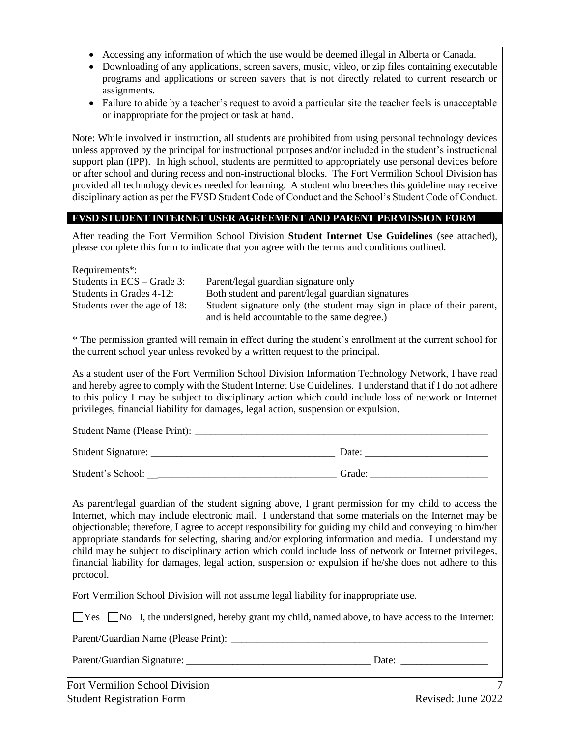- Accessing any information of which the use would be deemed illegal in Alberta or Canada.
- Downloading of any applications, screen savers, music, video, or zip files containing executable programs and applications or screen savers that is not directly related to current research or assignments.
- Failure to abide by a teacher's request to avoid a particular site the teacher feels is unacceptable or inappropriate for the project or task at hand.

Note: While involved in instruction, all students are prohibited from using personal technology devices unless approved by the principal for instructional purposes and/or included in the student's instructional support plan (IPP). In high school, students are permitted to appropriately use personal devices before or after school and during recess and non-instructional blocks. The Fort Vermilion School Division has provided all technology devices needed for learning. A student who breeches this guideline may receive disciplinary action as per the FVSD Student Code of Conduct and the School's Student Code of Conduct.

## FVSD STUDENT INTERNET USER AGREEMENT AND PARENT PERMISSION FORM

After reading the Fort Vermilion School Division **Student Internet Use Guidelines** (see attached), please complete this form to indicate that you agree with the terms and conditions outlined.

Requirements*:

| | |
|---|---|
| Students in ECS – Grade 3: | Parent/legal guardian signature only |
| Students in Grades 4-12: | Both student and parent/legal guardian signatures |
| Students over the age of 18: | Student signature only (the student may sign in place of their parent, and is held accountable to the same degree.) |

* The permission granted will remain in effect during the student's enrollment at the current school for the current school year unless revoked by a written request to the principal.

As a student user of the Fort Vermilion School Division Information Technology Network, I have read and hereby agree to comply with the Student Internet Use Guidelines. I understand that if I do not adhere to this policy I may be subject to disciplinary action which could include loss of network or Internet privileges, financial liability for damages, legal action, suspension or expulsion.

Student Name (Please Print): ____________________________________________________________

Student Signature: ____________________________________ Date: ________________________

Student's School: ____________________________________ Grade: _______________________

As parent/legal guardian of the student signing above, I grant permission for my child to access the Internet, which may include electronic mail. I understand that some materials on the Internet may be objectionable; therefore, I agree to accept responsibility for guiding my child and conveying to him/her appropriate standards for selecting, sharing and/or exploring information and media. I understand my child may be subject to disciplinary action which could include loss of network or Internet privileges, financial liability for damages, legal action, suspension or expulsion if he/she does not adhere to this protocol.

Fort Vermilion School Division will not assume legal liability for inappropriate use.

☐ Yes ☐ No I, the undersigned, hereby grant my child, named above, to have access to the Internet:

Parent/Guardian Name (Please Print): ____________________________________________________

Parent/Guardian Signature: ____________________________________ Date: _________________